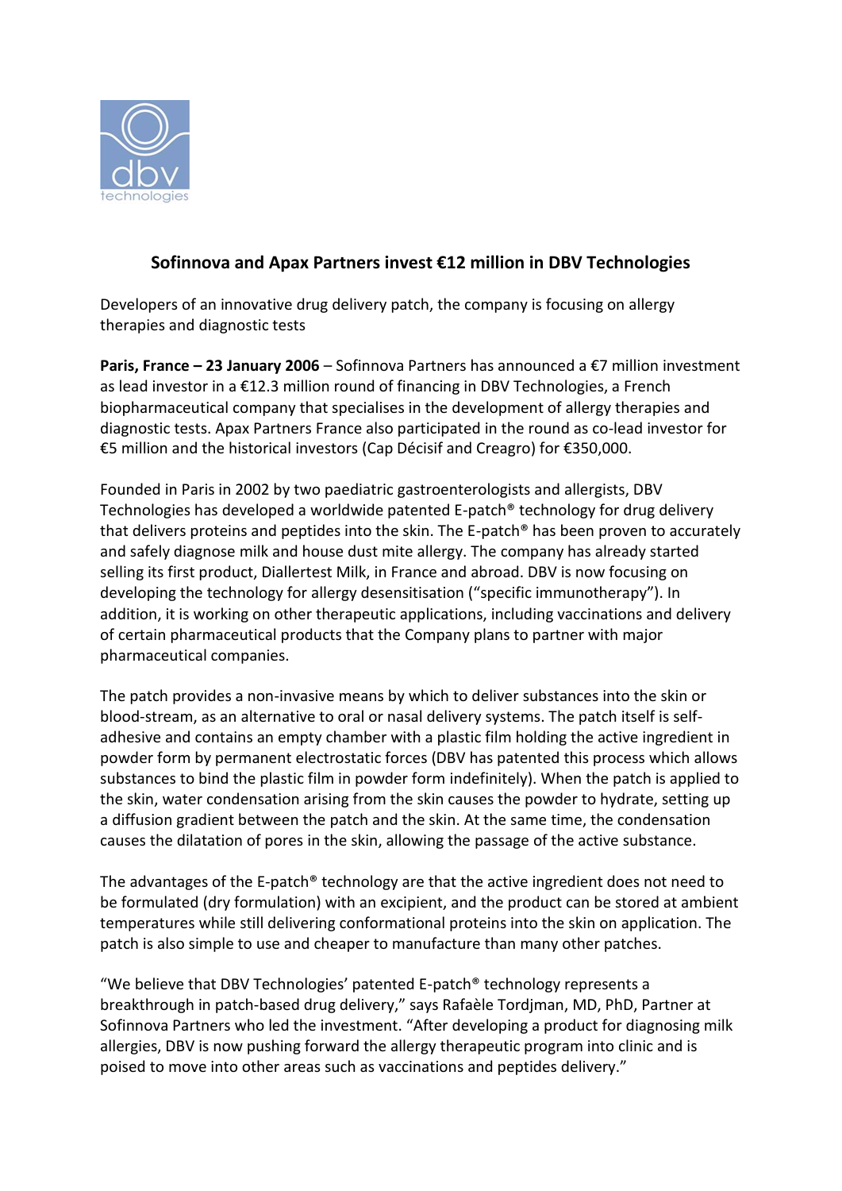# Sofinnova and Apax Partners invest €12 million in DBV Technologies

Developers of an innovative drug delivery patch, the company is focusing on allergy therapies and diagnostic tests

**Paris, France – 23 January 2006** – Sofinnova Partners has announced a €7 million investment as lead investor in a €12.3 million round of financing in DBV Technologies, a French biopharmaceutical company that specialises in the development of allergy therapies and diagnostic tests. Apax Partners France also participated in the round as co-lead investor for €5 million and the historical investors (Cap Décisif and Creagro) for €350,000.

Founded in Paris in 2002 by two paediatric gastroenterologists and allergists, DBV Technologies has developed a worldwide patented E-patch® technology for drug delivery that delivers proteins and peptides into the skin. The E-patch® has been proven to accurately and safely diagnose milk and house dust mite allergy. The company has already started selling its first product, Diallertest Milk, in France and abroad. DBV is now focusing on developing the technology for allergy desensitisation ("specific immunotherapy"). In addition, it is working on other therapeutic applications, including vaccinations and delivery of certain pharmaceutical products that the Company plans to partner with major pharmaceutical companies.

The patch provides a non-invasive means by which to deliver substances into the skin or blood-stream, as an alternative to oral or nasal delivery systems. The patch itself is self-adhesive and contains an empty chamber with a plastic film holding the active ingredient in powder form by permanent electrostatic forces (DBV has patented this process which allows substances to bind the plastic film in powder form indefinitely). When the patch is applied to the skin, water condensation arising from the skin causes the powder to hydrate, setting up a diffusion gradient between the patch and the skin. At the same time, the condensation causes the dilatation of pores in the skin, allowing the passage of the active substance.

The advantages of the E-patch® technology are that the active ingredient does not need to be formulated (dry formulation) with an excipient, and the product can be stored at ambient temperatures while still delivering conformational proteins into the skin on application. The patch is also simple to use and cheaper to manufacture than many other patches.

"We believe that DBV Technologies' patented E-patch® technology represents a breakthrough in patch-based drug delivery," says Rafaèle Tordjman, MD, PhD, Partner at Sofinnova Partners who led the investment. "After developing a product for diagnosing milk allergies, DBV is now pushing forward the allergy therapeutic program into clinic and is poised to move into other areas such as vaccinations and peptides delivery."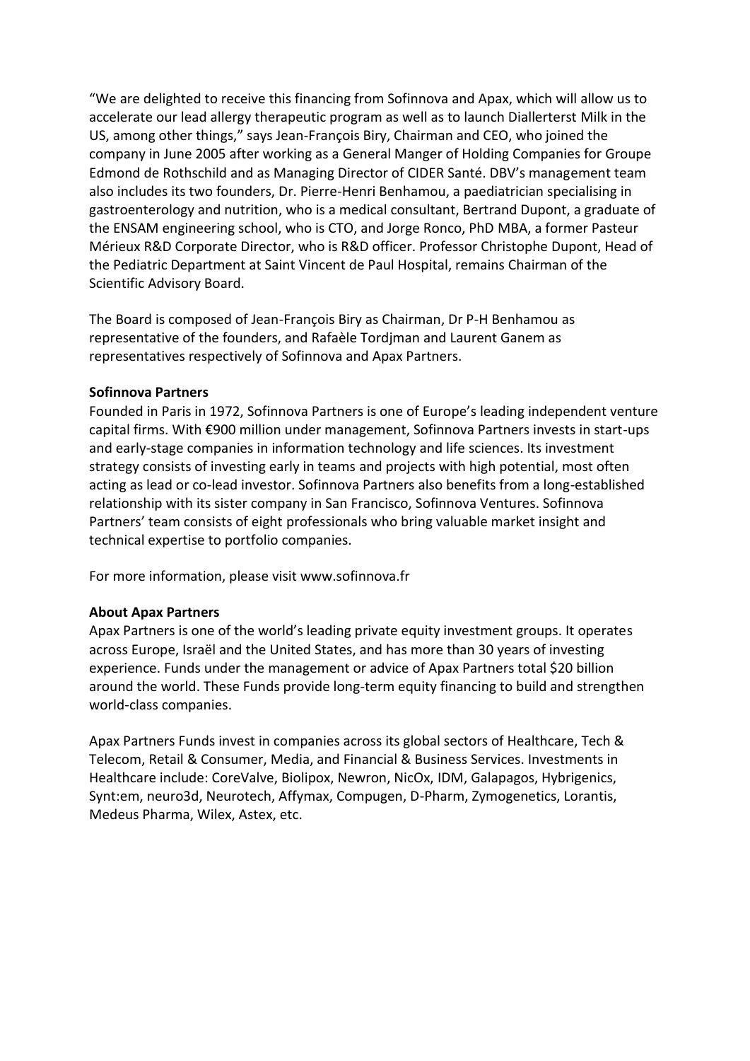"We are delighted to receive this financing from Sofinnova and Apax, which will allow us to accelerate our lead allergy therapeutic program as well as to launch Diallerterst Milk in the US, among other things," says Jean-François Biry, Chairman and CEO, who joined the company in June 2005 after working as a General Manger of Holding Companies for Groupe Edmond de Rothschild and as Managing Director of CIDER Santé. DBV's management team also includes its two founders, Dr. Pierre-Henri Benhamou, a paediatrician specialising in gastroenterology and nutrition, who is a medical consultant, Bertrand Dupont, a graduate of the ENSAM engineering school, who is CTO, and Jorge Ronco, PhD MBA, a former Pasteur Mérieux R&D Corporate Director, who is R&D officer. Professor Christophe Dupont, Head of the Pediatric Department at Saint Vincent de Paul Hospital, remains Chairman of the Scientific Advisory Board.

The Board is composed of Jean-François Biry as Chairman, Dr P-H Benhamou as representative of the founders, and Rafaèle Tordjman and Laurent Ganem as representatives respectively of Sofinnova and Apax Partners.

**Sofinnova Partners**

Founded in Paris in 1972, Sofinnova Partners is one of Europe's leading independent venture capital firms. With €900 million under management, Sofinnova Partners invests in start-ups and early-stage companies in information technology and life sciences. Its investment strategy consists of investing early in teams and projects with high potential, most often acting as lead or co-lead investor. Sofinnova Partners also benefits from a long-established relationship with its sister company in San Francisco, Sofinnova Ventures. Sofinnova Partners' team consists of eight professionals who bring valuable market insight and technical expertise to portfolio companies.

For more information, please visit www.sofinnova.fr

**About Apax Partners**

Apax Partners is one of the world's leading private equity investment groups. It operates across Europe, Israël and the United States, and has more than 30 years of investing experience. Funds under the management or advice of Apax Partners total $20 billion around the world. These Funds provide long-term equity financing to build and strengthen world-class companies.

Apax Partners Funds invest in companies across its global sectors of Healthcare, Tech & Telecom, Retail & Consumer, Media, and Financial & Business Services. Investments in Healthcare include: CoreValve, Biolipox, Newron, NicOx, IDM, Galapagos, Hybrigenics, Synt:em, neuro3d, Neurotech, Affymax, Compugen, D-Pharm, Zymogenetics, Lorantis, Medeus Pharma, Wilex, Astex, etc.